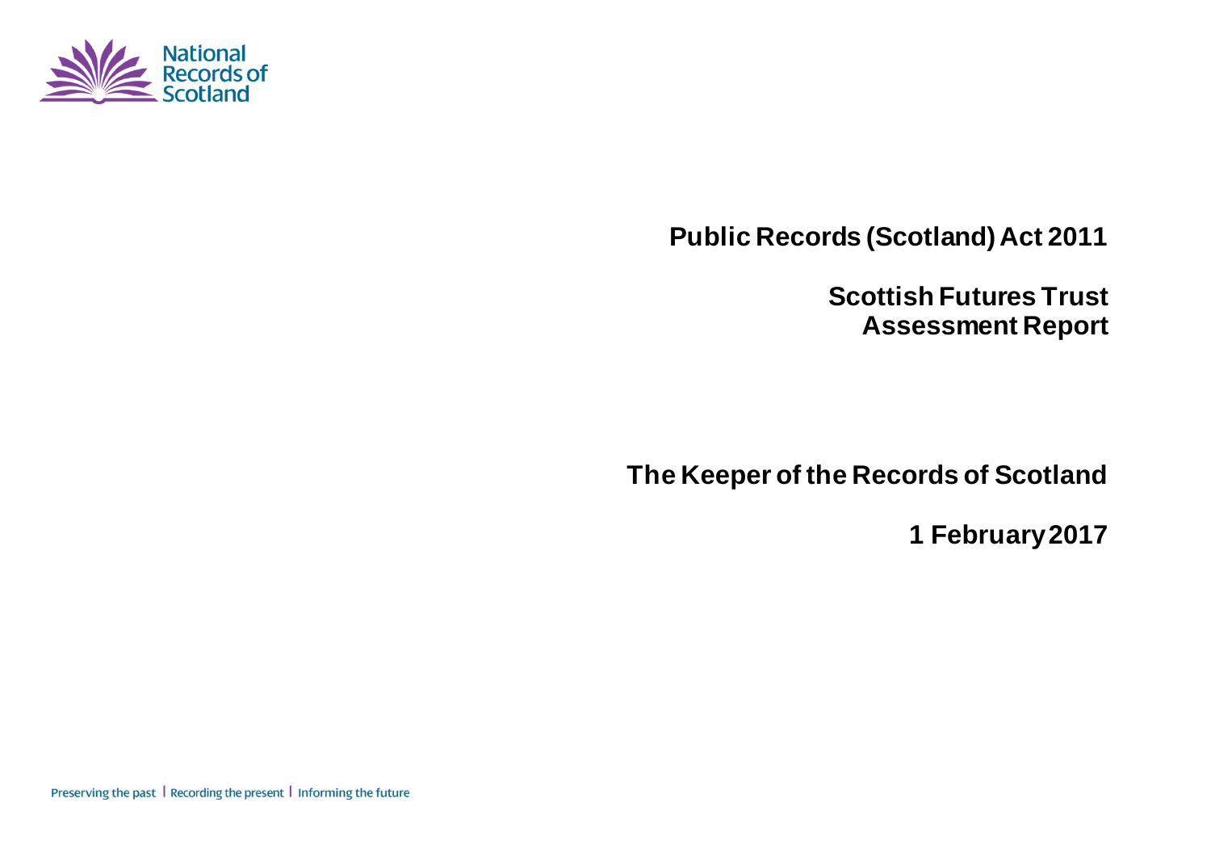National Records of Scotland

# Public Records (Scotland) Act 2011

## Scottish Futures Trust Assessment Report

## The Keeper of the Records of Scotland

**1 February 2017**

Preserving the past | Recording the present | Informing the future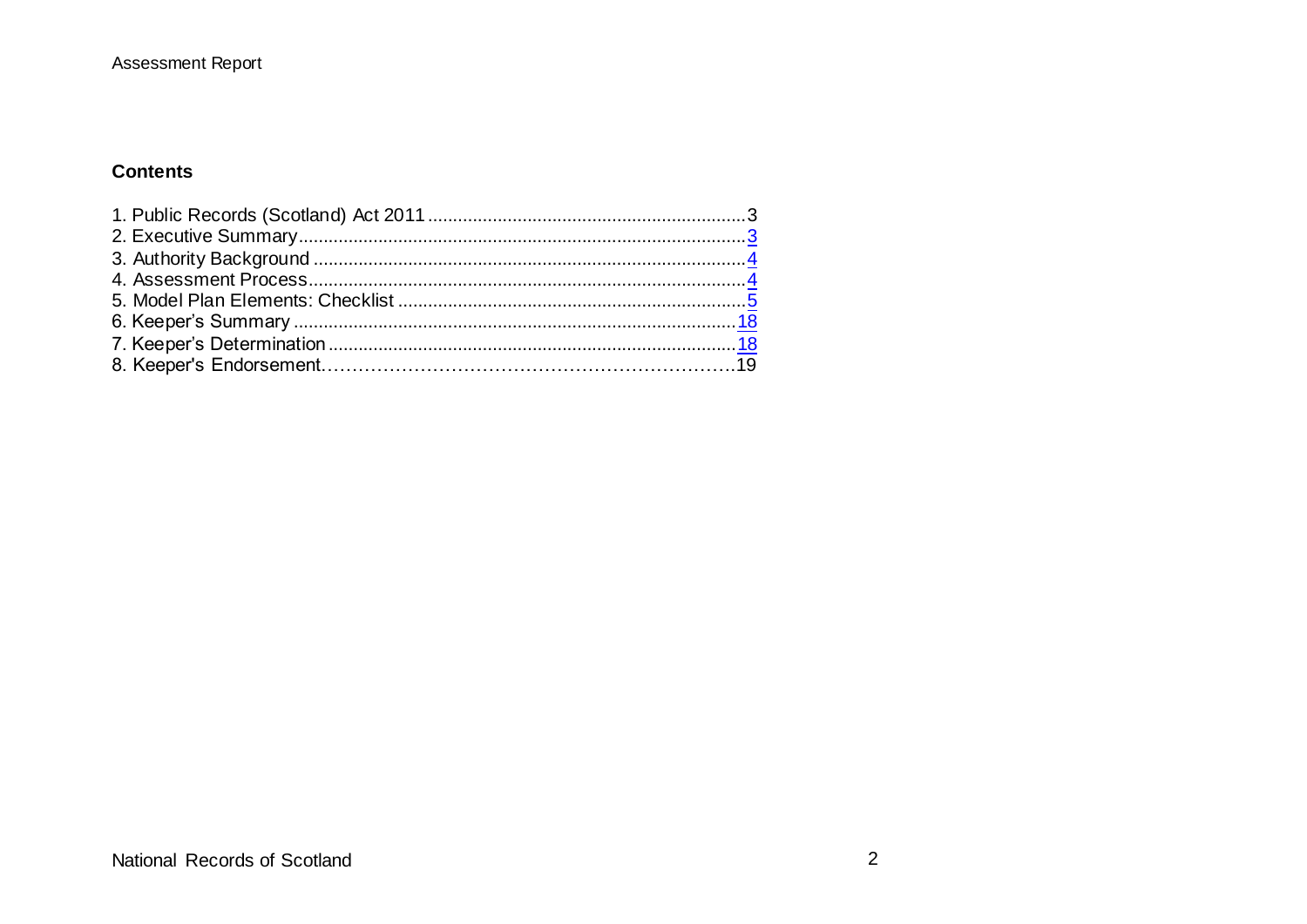## Contents

1. Public Records (Scotland) Act 2011 ................................................................3
2. Executive Summary..........................................................................................3
3. Authority Background ......................................................................................4
4. Assessment Process.......................................................................................4
5. Model Plan Elements: Checklist .....................................................................5
6. Keeper's Summary ........................................................................................18
7. Keeper's Determination .................................................................................18
8. Keeper's Endorsement……………………………………………………….19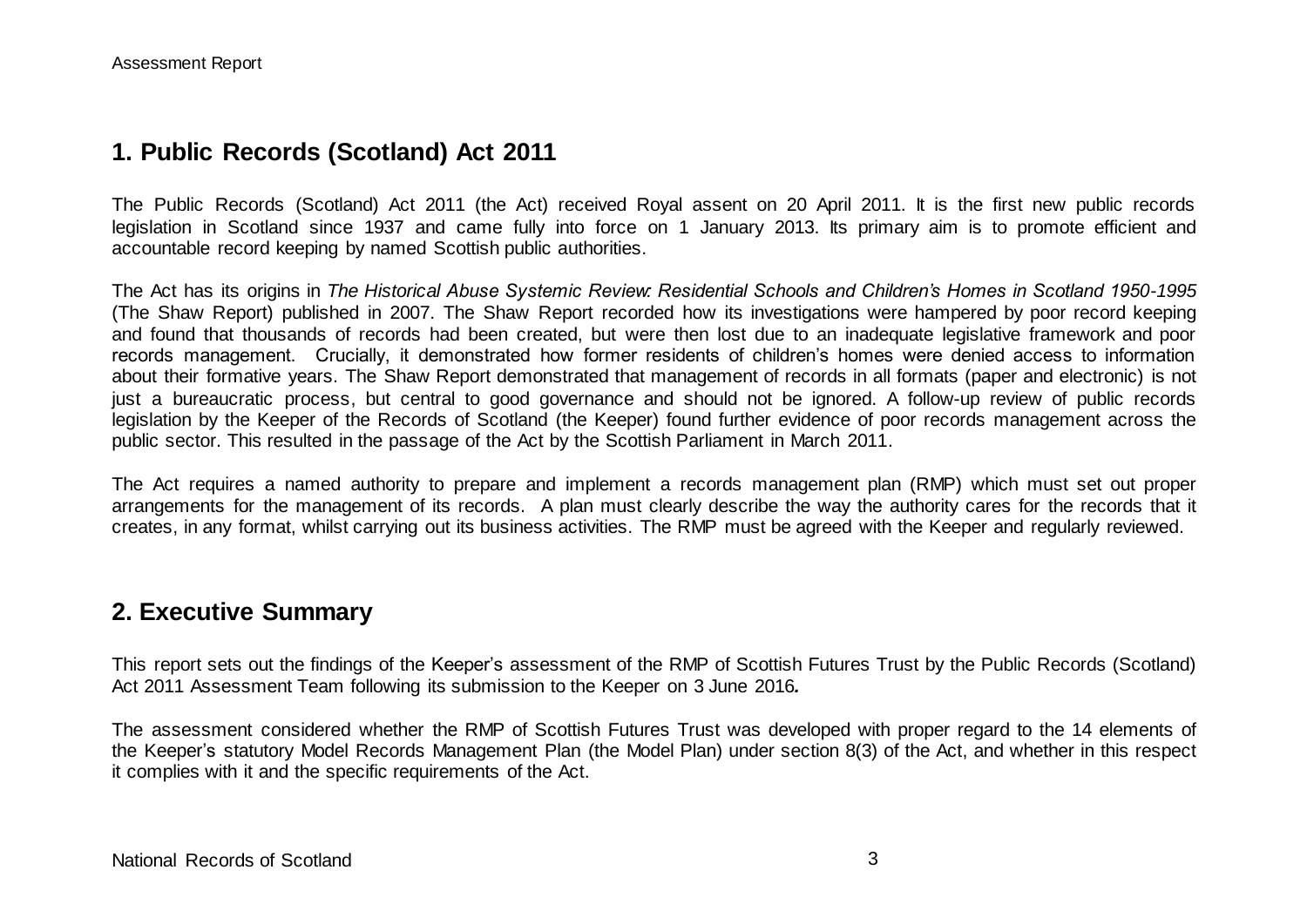## 1. Public Records (Scotland) Act 2011

The Public Records (Scotland) Act 2011 (the Act) received Royal assent on 20 April 2011. It is the first new public records legislation in Scotland since 1937 and came fully into force on 1 January 2013. Its primary aim is to promote efficient and accountable record keeping by named Scottish public authorities.

The Act has its origins in *The Historical Abuse Systemic Review: Residential Schools and Children's Homes in Scotland 1950-1995* (The Shaw Report) published in 2007. The Shaw Report recorded how its investigations were hampered by poor record keeping and found that thousands of records had been created, but were then lost due to an inadequate legislative framework and poor records management. Crucially, it demonstrated how former residents of children's homes were denied access to information about their formative years. The Shaw Report demonstrated that management of records in all formats (paper and electronic) is not just a bureaucratic process, but central to good governance and should not be ignored. A follow-up review of public records legislation by the Keeper of the Records of Scotland (the Keeper) found further evidence of poor records management across the public sector. This resulted in the passage of the Act by the Scottish Parliament in March 2011.

The Act requires a named authority to prepare and implement a records management plan (RMP) which must set out proper arrangements for the management of its records. A plan must clearly describe the way the authority cares for the records that it creates, in any format, whilst carrying out its business activities. The RMP must be agreed with the Keeper and regularly reviewed.

## 2. Executive Summary

This report sets out the findings of the Keeper's assessment of the RMP of Scottish Futures Trust by the Public Records (Scotland) Act 2011 Assessment Team following its submission to the Keeper on 3 June 2016**.**

The assessment considered whether the RMP of Scottish Futures Trust was developed with proper regard to the 14 elements of the Keeper's statutory Model Records Management Plan (the Model Plan) under section 8(3) of the Act, and whether in this respect it complies with it and the specific requirements of the Act.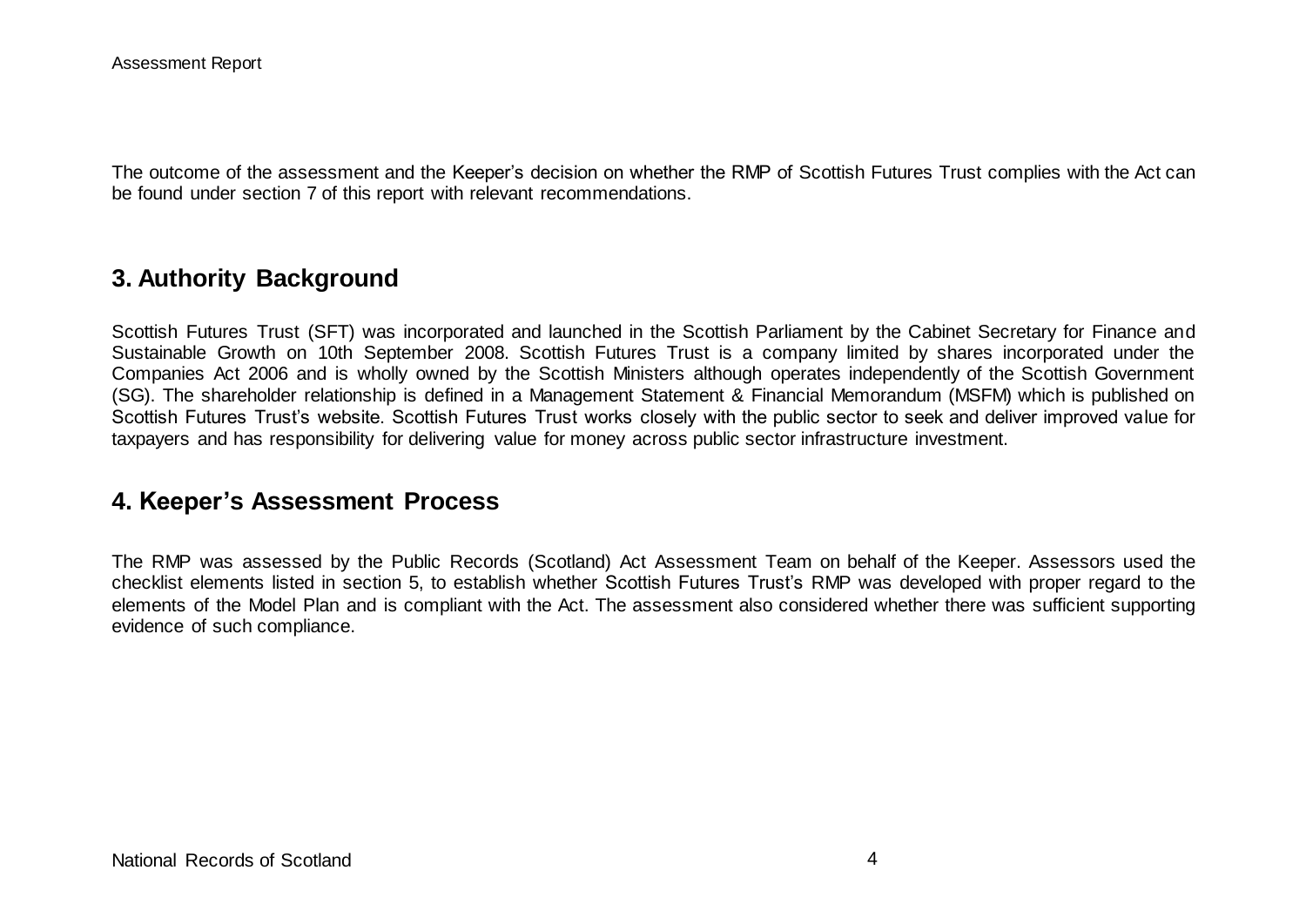The outcome of the assessment and the Keeper's decision on whether the RMP of Scottish Futures Trust complies with the Act can be found under section 7 of this report with relevant recommendations.

## 3. Authority Background

Scottish Futures Trust (SFT) was incorporated and launched in the Scottish Parliament by the Cabinet Secretary for Finance and Sustainable Growth on 10th September 2008. Scottish Futures Trust is a company limited by shares incorporated under the Companies Act 2006 and is wholly owned by the Scottish Ministers although operates independently of the Scottish Government (SG). The shareholder relationship is defined in a Management Statement & Financial Memorandum (MSFM) which is published on Scottish Futures Trust's website. Scottish Futures Trust works closely with the public sector to seek and deliver improved value for taxpayers and has responsibility for delivering value for money across public sector infrastructure investment.

## 4. Keeper's Assessment Process

The RMP was assessed by the Public Records (Scotland) Act Assessment Team on behalf of the Keeper. Assessors used the checklist elements listed in section 5, to establish whether Scottish Futures Trust's RMP was developed with proper regard to the elements of the Model Plan and is compliant with the Act. The assessment also considered whether there was sufficient supporting evidence of such compliance.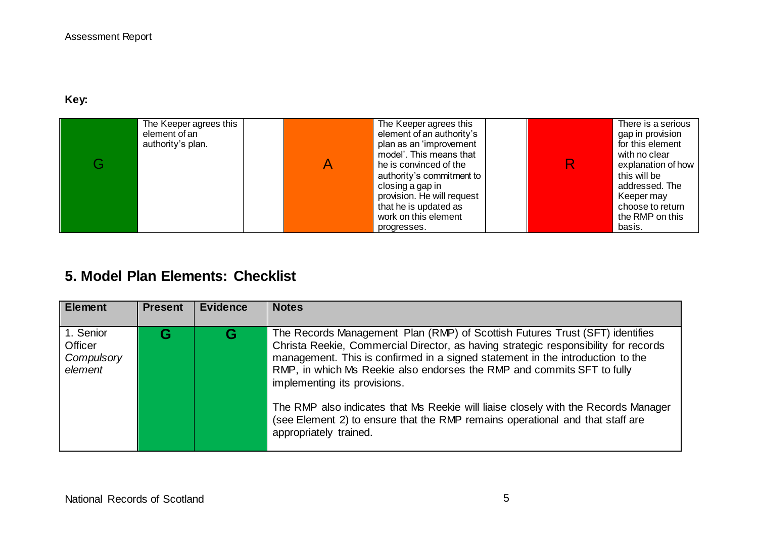**Key:**

| | | | | | | | |
|---|---|---|---|---|---|---|---|
| G | The Keeper agrees this element of an authority's plan. | | A | The Keeper agrees this element of an authority's plan as an 'improvement model'. This means that he is convinced of the authority's commitment to closing a gap in provision. He will request that he is updated as work on this element progresses. | | R | There is a serious gap in provision for this element with no clear explanation of how this will be addressed. The Keeper may choose to return the RMP on this basis. |

## 5. Model Plan Elements: Checklist

| Element | Present | Evidence | Notes |
|---|---|---|---|
| 1. Senior Officer *Compulsory element* | G | G | The Records Management Plan (RMP) of Scottish Futures Trust (SFT) identifies Christa Reekie, Commercial Director, as having strategic responsibility for records management. This is confirmed in a signed statement in the introduction to the RMP, in which Ms Reekie also endorses the RMP and commits SFT to fully implementing its provisions.<br><br>The RMP also indicates that Ms Reekie will liaise closely with the Records Manager (see Element 2) to ensure that the RMP remains operational and that staff are appropriately trained. |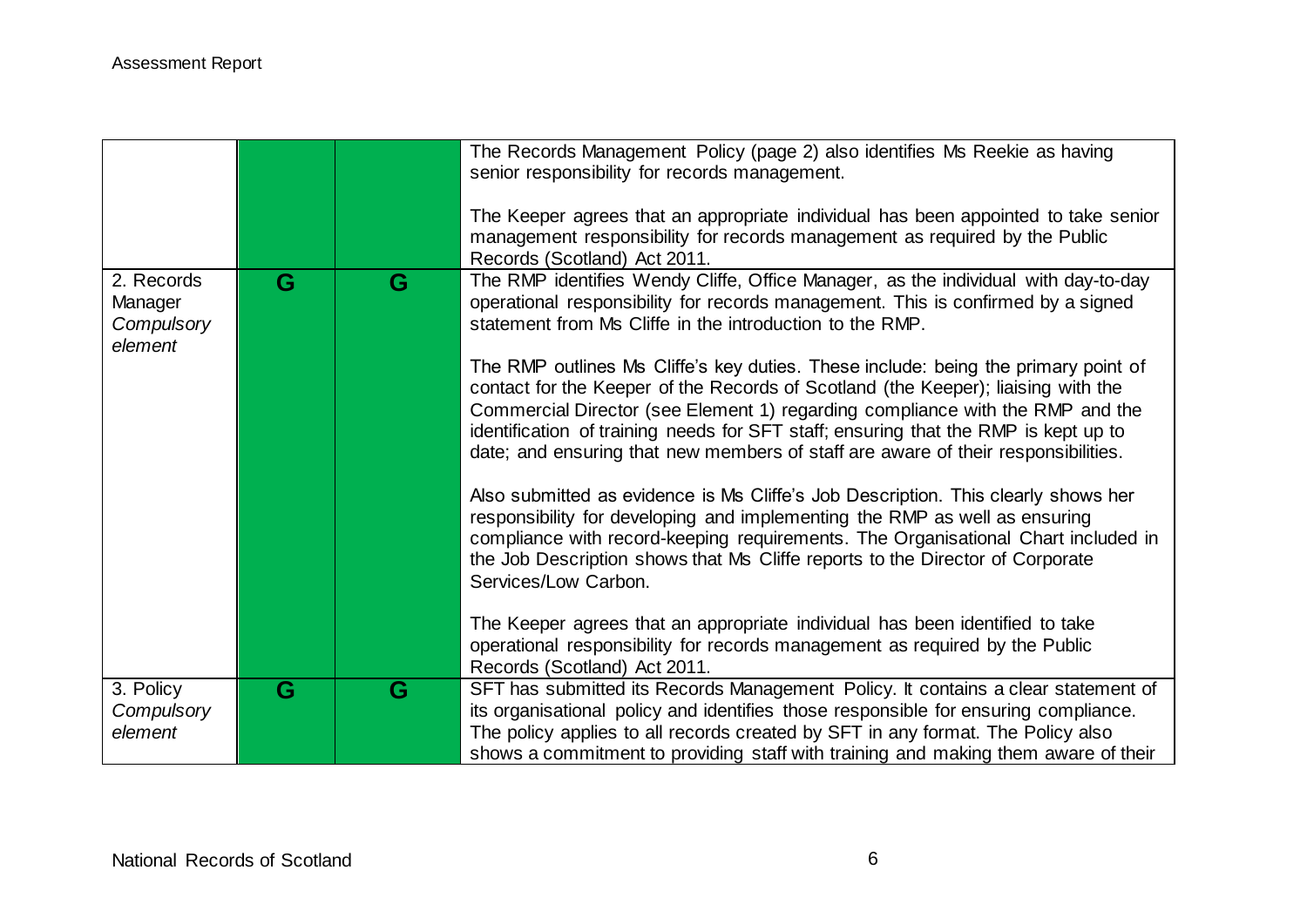| | | | |
|---|---|---|---|
| | | | The Records Management Policy (page 2) also identifies Ms Reekie as having senior responsibility for records management.<br><br>The Keeper agrees that an appropriate individual has been appointed to take senior management responsibility for records management as required by the Public Records (Scotland) Act 2011. |
| 2. Records Manager *Compulsory element* | G | G | The RMP identifies Wendy Cliffe, Office Manager, as the individual with day-to-day operational responsibility for records management. This is confirmed by a signed statement from Ms Cliffe in the introduction to the RMP.<br><br>The RMP outlines Ms Cliffe's key duties. These include: being the primary point of contact for the Keeper of the Records of Scotland (the Keeper); liaising with the Commercial Director (see Element 1) regarding compliance with the RMP and the identification of training needs for SFT staff; ensuring that the RMP is kept up to date; and ensuring that new members of staff are aware of their responsibilities.<br><br>Also submitted as evidence is Ms Cliffe's Job Description. This clearly shows her responsibility for developing and implementing the RMP as well as ensuring compliance with record-keeping requirements. The Organisational Chart included in the Job Description shows that Ms Cliffe reports to the Director of Corporate Services/Low Carbon.<br><br>The Keeper agrees that an appropriate individual has been identified to take operational responsibility for records management as required by the Public Records (Scotland) Act 2011. |
| 3. Policy *Compulsory element* | G | G | SFT has submitted its Records Management Policy. It contains a clear statement of its organisational policy and identifies those responsible for ensuring compliance. The policy applies to all records created by SFT in any format. The Policy also shows a commitment to providing staff with training and making them aware of their |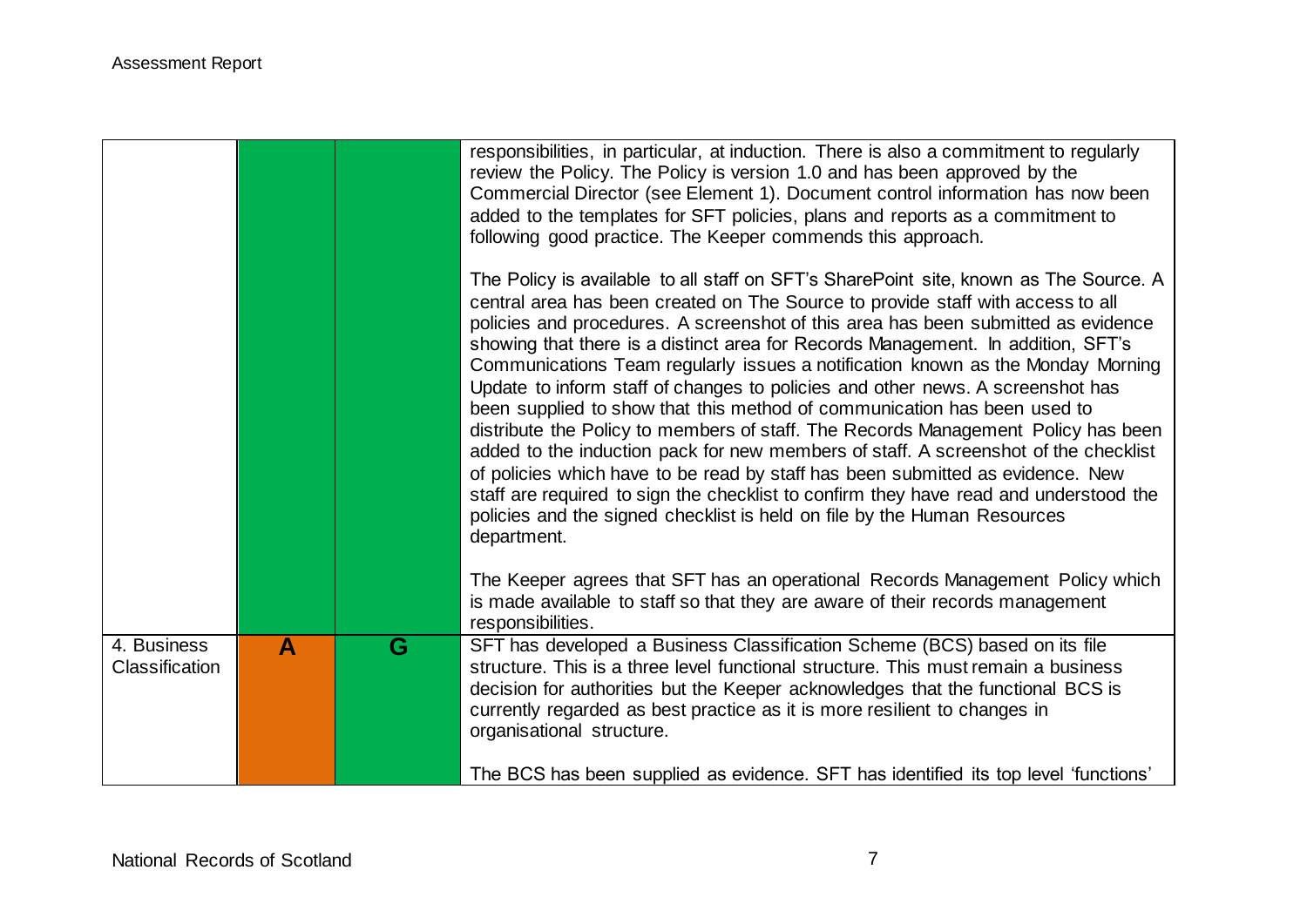| | | | |
|---|---|---|---|
| | | | responsibilities, in particular, at induction. There is also a commitment to regularly review the Policy. The Policy is version 1.0 and has been approved by the Commercial Director (see Element 1). Document control information has now been added to the templates for SFT policies, plans and reports as a commitment to following good practice. The Keeper commends this approach.<br><br>The Policy is available to all staff on SFT's SharePoint site, known as The Source. A central area has been created on The Source to provide staff with access to all policies and procedures. A screenshot of this area has been submitted as evidence showing that there is a distinct area for Records Management. In addition, SFT's Communications Team regularly issues a notification known as the Monday Morning Update to inform staff of changes to policies and other news. A screenshot has been supplied to show that this method of communication has been used to distribute the Policy to members of staff. The Records Management Policy has been added to the induction pack for new members of staff. A screenshot of the checklist of policies which have to be read by staff has been submitted as evidence. New staff are required to sign the checklist to confirm they have read and understood the policies and the signed checklist is held on file by the Human Resources department.<br><br>The Keeper agrees that SFT has an operational Records Management Policy which is made available to staff so that they are aware of their records management responsibilities. |
| 4. Business Classification | **A** | **G** | SFT has developed a Business Classification Scheme (BCS) based on its file structure. This is a three level functional structure. This must remain a business decision for authorities but the Keeper acknowledges that the functional BCS is currently regarded as best practice as it is more resilient to changes in organisational structure.<br><br>The BCS has been supplied as evidence. SFT has identified its top level 'functions' |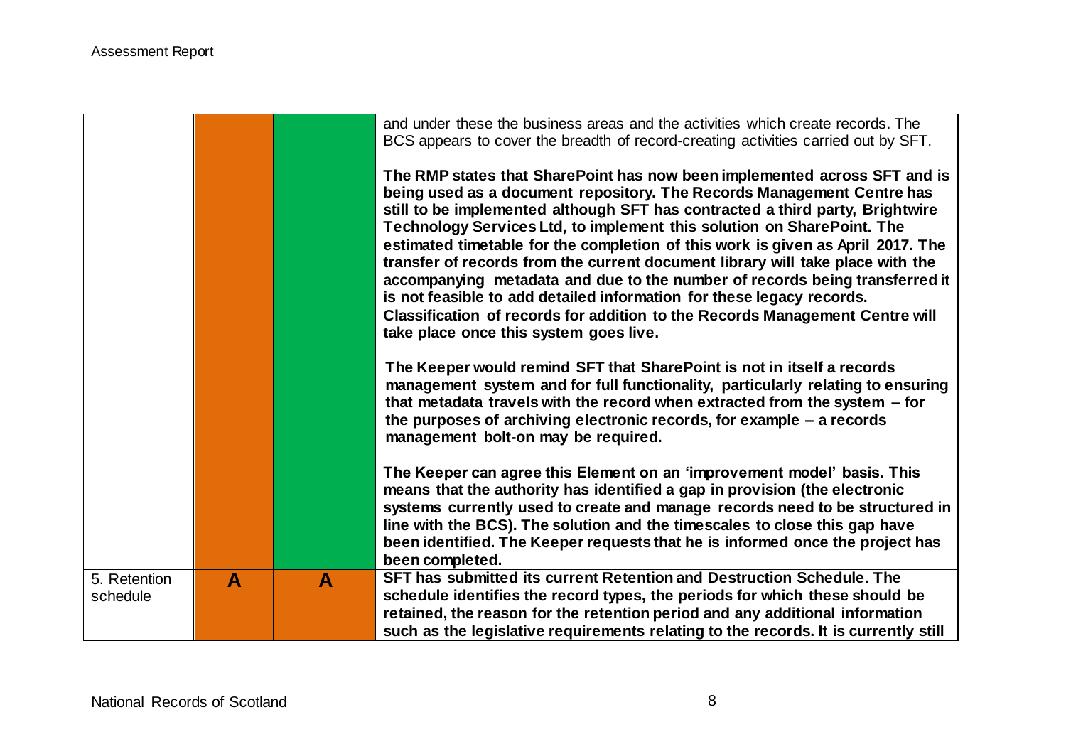| | | | |
|---|---|---|---|
| | | | and under these the business areas and the activities which create records. The BCS appears to cover the breadth of record-creating activities carried out by SFT.<br><br>**The RMP states that SharePoint has now been implemented across SFT and is being used as a document repository. The Records Management Centre has still to be implemented although SFT has contracted a third party, Brightwire Technology Services Ltd, to implement this solution on SharePoint. The estimated timetable for the completion of this work is given as April 2017. The transfer of records from the current document library will take place with the accompanying metadata and due to the number of records being transferred it is not feasible to add detailed information for these legacy records. Classification of records for addition to the Records Management Centre will take place once this system goes live.**<br><br>**The Keeper would remind SFT that SharePoint is not in itself a records management system and for full functionality, particularly relating to ensuring that metadata travels with the record when extracted from the system – for the purposes of archiving electronic records, for example – a records management bolt-on may be required.**<br><br>**The Keeper can agree this Element on an 'improvement model' basis. This means that the authority has identified a gap in provision (the electronic systems currently used to create and manage records need to be structured in line with the BCS). The solution and the timescales to close this gap have been identified. The Keeper requests that he is informed once the project has been completed.** |
| 5. Retention schedule | **A** | **A** | **SFT has submitted its current Retention and Destruction Schedule. The schedule identifies the record types, the periods for which these should be retained, the reason for the retention period and any additional information such as the legislative requirements relating to the records. It is currently still** |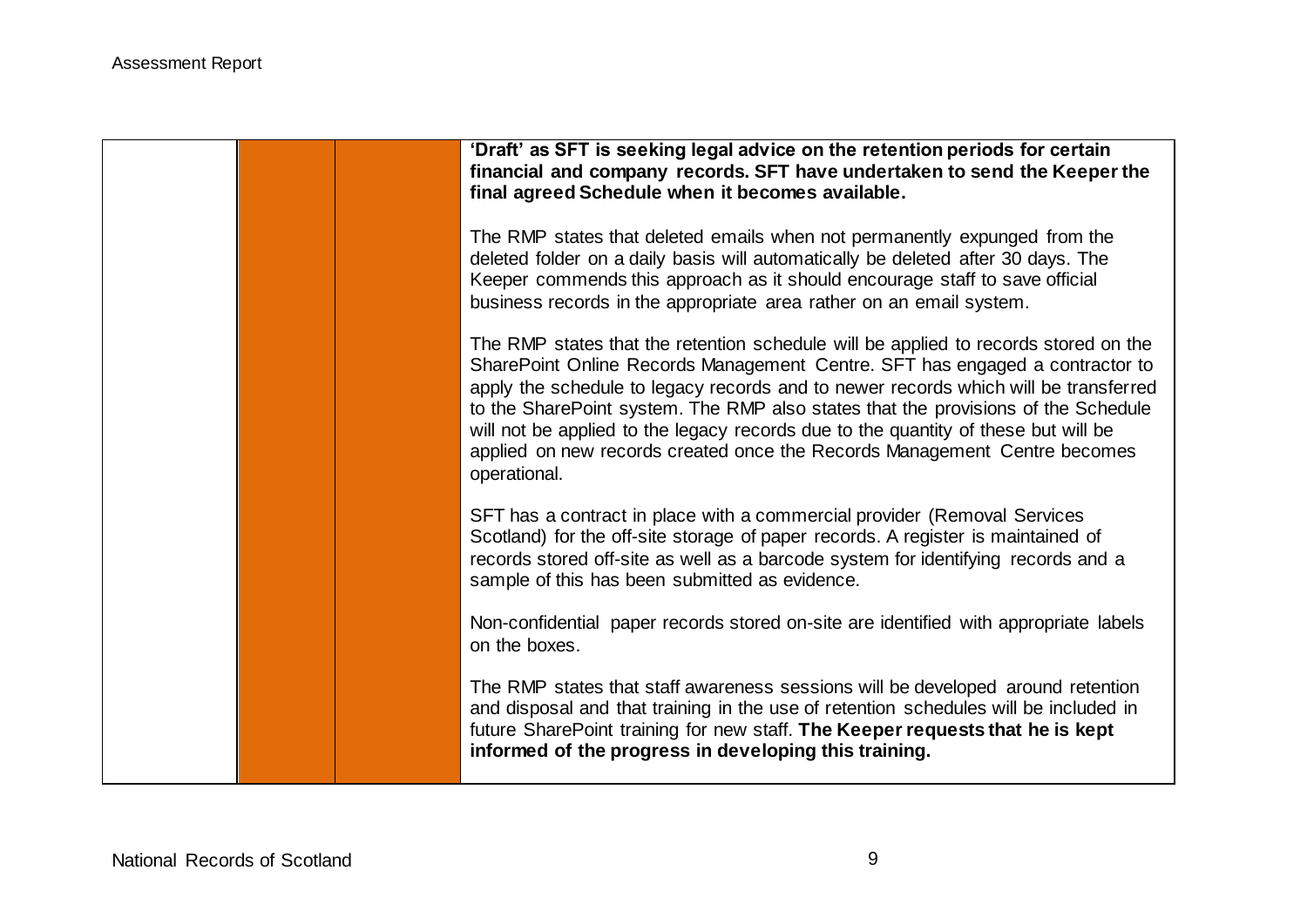| | | | |
|---|---|---|---|
| | | | **'Draft' as SFT is seeking legal advice on the retention periods for certain financial and company records. SFT have undertaken to send the Keeper the final agreed Schedule when it becomes available.**<br><br>The RMP states that deleted emails when not permanently expunged from the deleted folder on a daily basis will automatically be deleted after 30 days. The Keeper commends this approach as it should encourage staff to save official business records in the appropriate area rather on an email system.<br><br>The RMP states that the retention schedule will be applied to records stored on the SharePoint Online Records Management Centre. SFT has engaged a contractor to apply the schedule to legacy records and to newer records which will be transferred to the SharePoint system. The RMP also states that the provisions of the Schedule will not be applied to the legacy records due to the quantity of these but will be applied on new records created once the Records Management Centre becomes operational.<br><br>SFT has a contract in place with a commercial provider (Removal Services Scotland) for the off-site storage of paper records. A register is maintained of records stored off-site as well as a barcode system for identifying records and a sample of this has been submitted as evidence.<br><br>Non-confidential paper records stored on-site are identified with appropriate labels on the boxes.<br><br>The RMP states that staff awareness sessions will be developed around retention and disposal and that training in the use of retention schedules will be included in future SharePoint training for new staff. **The Keeper requests that he is kept informed of the progress in developing this training.** |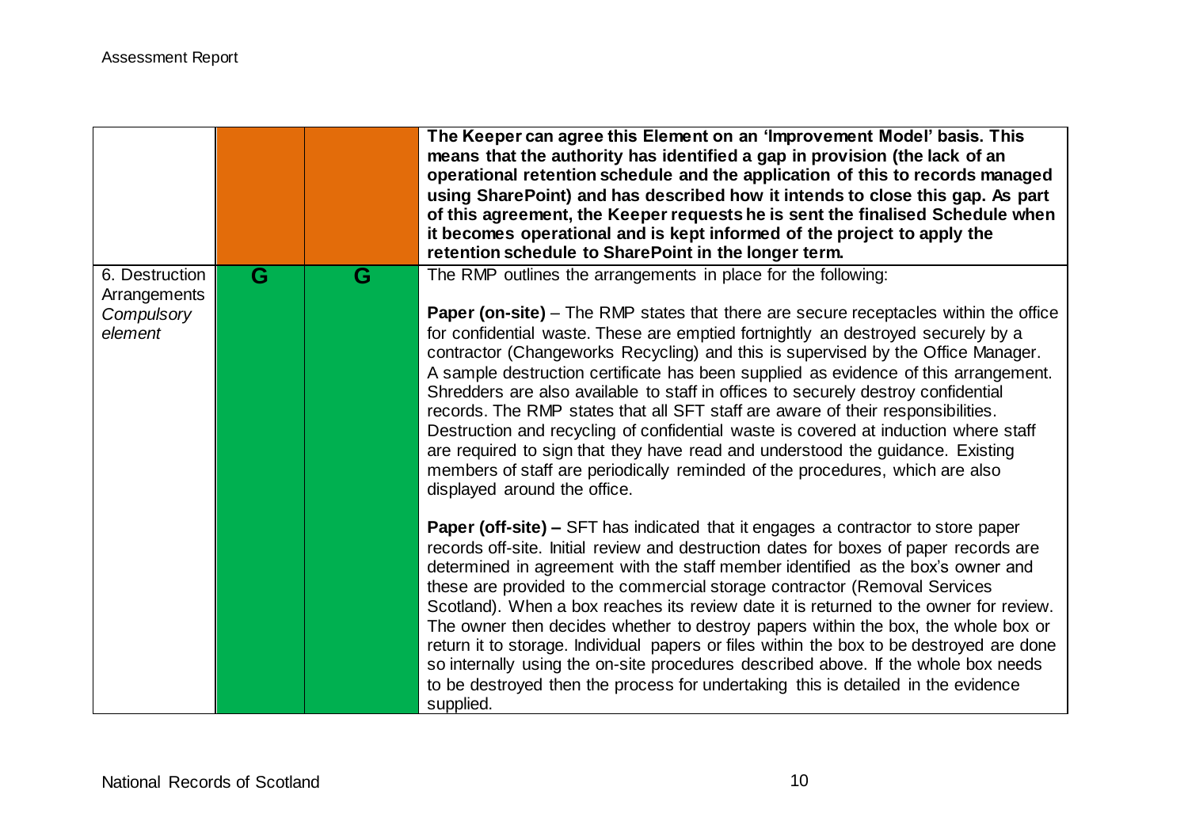| | | | |
|---|---|---|---|
| | | | **The Keeper can agree this Element on an 'Improvement Model' basis. This means that the authority has identified a gap in provision (the lack of an operational retention schedule and the application of this to records managed using SharePoint) and has described how it intends to close this gap. As part of this agreement, the Keeper requests he is sent the finalised Schedule when it becomes operational and is kept informed of the project to apply the retention schedule to SharePoint in the longer term.** |
| 6. Destruction Arrangements *Compulsory element* | G | G | The RMP outlines the arrangements in place for the following:<br><br>**Paper (on-site)** – The RMP states that there are secure receptacles within the office for confidential waste. These are emptied fortnightly an destroyed securely by a contractor (Changeworks Recycling) and this is supervised by the Office Manager. A sample destruction certificate has been supplied as evidence of this arrangement. Shredders are also available to staff in offices to securely destroy confidential records. The RMP states that all SFT staff are aware of their responsibilities. Destruction and recycling of confidential waste is covered at induction where staff are required to sign that they have read and understood the guidance. Existing members of staff are periodically reminded of the procedures, which are also displayed around the office.<br><br>**Paper (off-site) –** SFT has indicated that it engages a contractor to store paper records off-site. Initial review and destruction dates for boxes of paper records are determined in agreement with the staff member identified as the box's owner and these are provided to the commercial storage contractor (Removal Services Scotland). When a box reaches its review date it is returned to the owner for review. The owner then decides whether to destroy papers within the box, the whole box or return it to storage. Individual papers or files within the box to be destroyed are done so internally using the on-site procedures described above. If the whole box needs to be destroyed then the process for undertaking this is detailed in the evidence supplied. |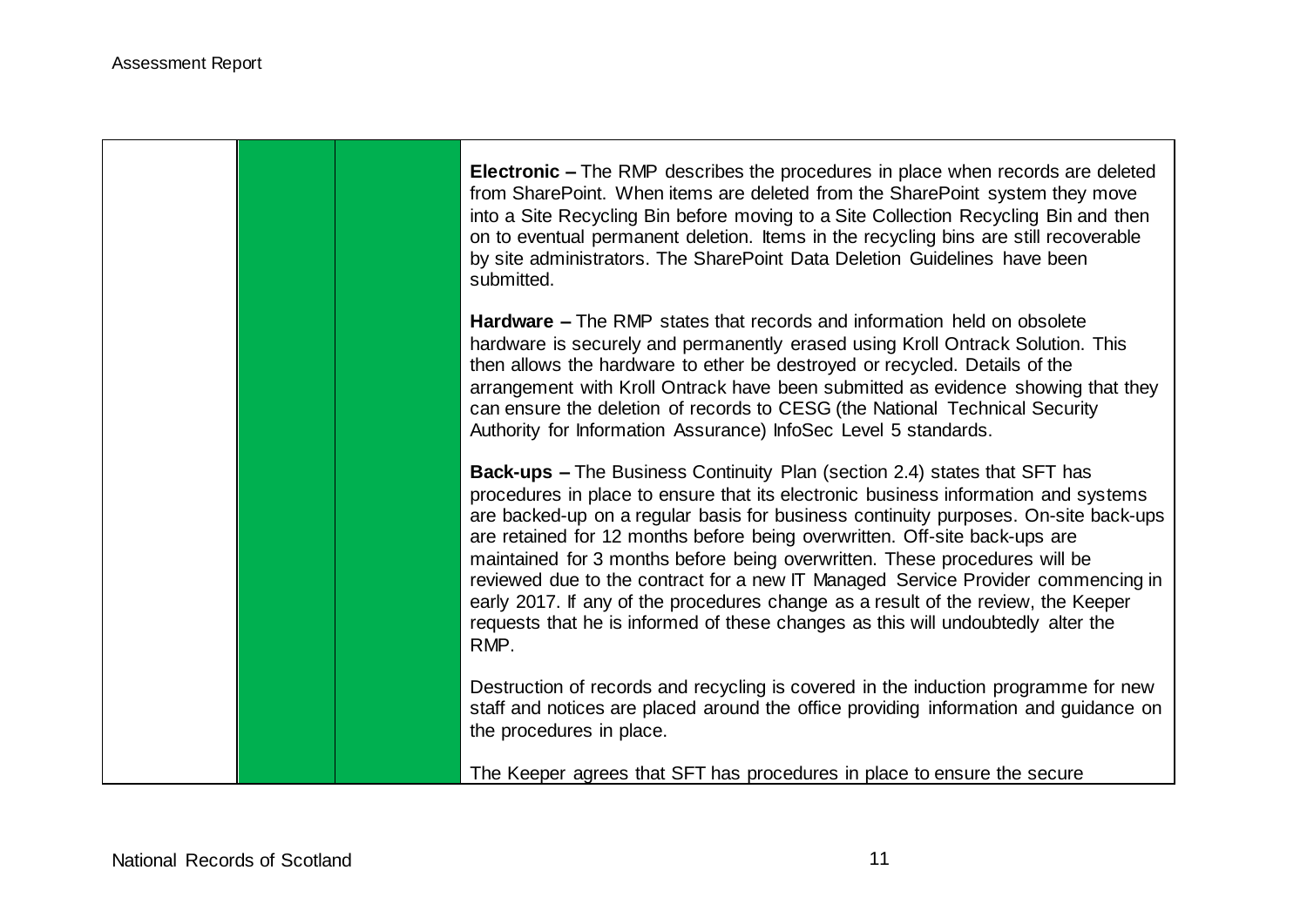| | | | |
|---|---|---|---|
| | | | **Electronic –** The RMP describes the procedures in place when records are deleted from SharePoint. When items are deleted from the SharePoint system they move into a Site Recycling Bin before moving to a Site Collection Recycling Bin and then on to eventual permanent deletion. Items in the recycling bins are still recoverable by site administrators. The SharePoint Data Deletion Guidelines have been submitted.<br><br>**Hardware –** The RMP states that records and information held on obsolete hardware is securely and permanently erased using Kroll Ontrack Solution. This then allows the hardware to ether be destroyed or recycled. Details of the arrangement with Kroll Ontrack have been submitted as evidence showing that they can ensure the deletion of records to CESG (the National Technical Security Authority for Information Assurance) InfoSec Level 5 standards.<br><br>**Back-ups –** The Business Continuity Plan (section 2.4) states that SFT has procedures in place to ensure that its electronic business information and systems are backed-up on a regular basis for business continuity purposes. On-site back-ups are retained for 12 months before being overwritten. Off-site back-ups are maintained for 3 months before being overwritten. These procedures will be reviewed due to the contract for a new IT Managed Service Provider commencing in early 2017. If any of the procedures change as a result of the review, the Keeper requests that he is informed of these changes as this will undoubtedly alter the RMP.<br><br>Destruction of records and recycling is covered in the induction programme for new staff and notices are placed around the office providing information and guidance on the procedures in place.<br><br>The Keeper agrees that SFT has procedures in place to ensure the secure |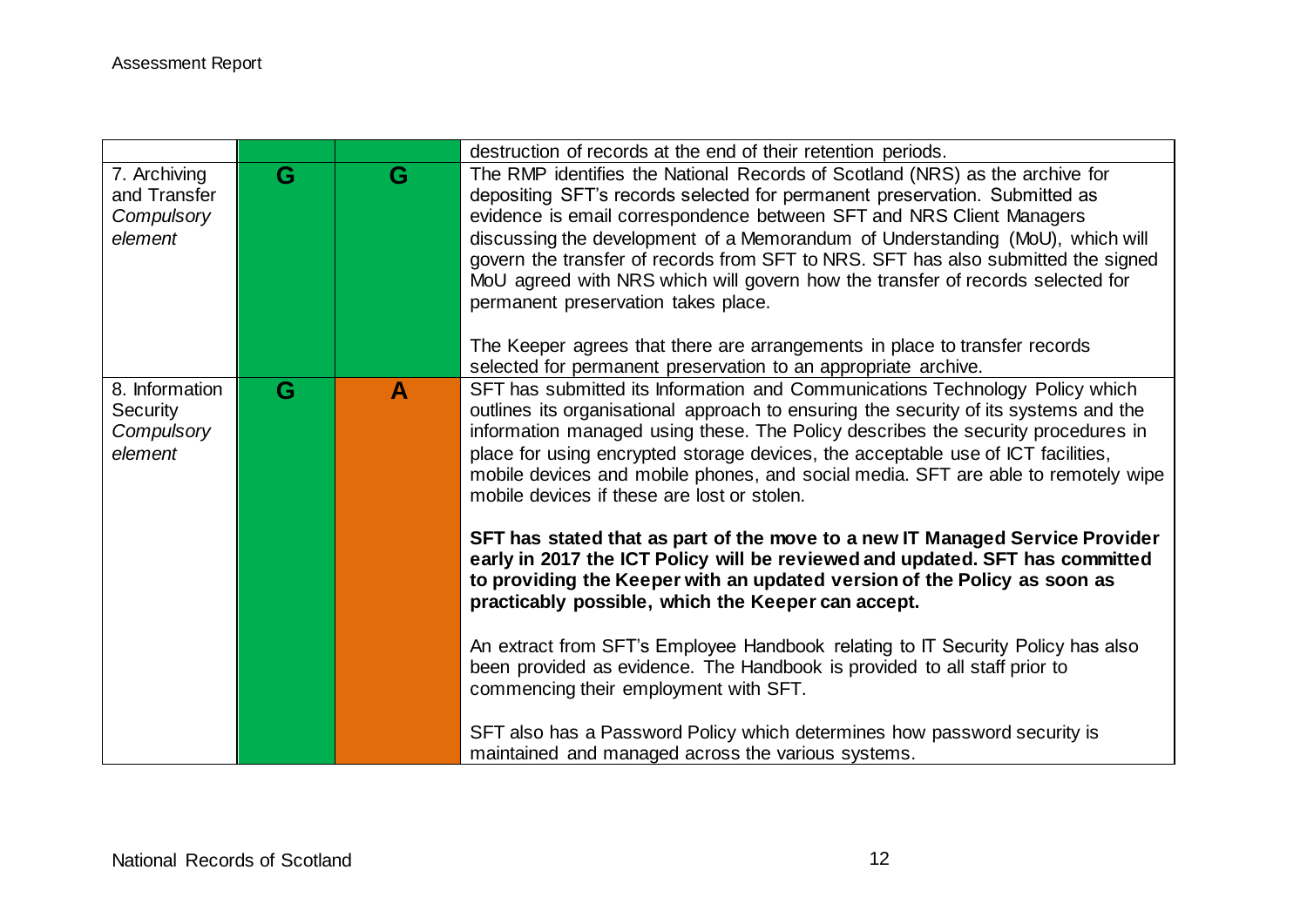| | | | |
|---|---|---|---|
| | | | destruction of records at the end of their retention periods. |
| 7. Archiving and Transfer *Compulsory element* | G | G | The RMP identifies the National Records of Scotland (NRS) as the archive for depositing SFT's records selected for permanent preservation. Submitted as evidence is email correspondence between SFT and NRS Client Managers discussing the development of a Memorandum of Understanding (MoU), which will govern the transfer of records from SFT to NRS. SFT has also submitted the signed MoU agreed with NRS which will govern how the transfer of records selected for permanent preservation takes place.<br><br>The Keeper agrees that there are arrangements in place to transfer records selected for permanent preservation to an appropriate archive. |
| 8. Information Security *Compulsory element* | G | A | SFT has submitted its Information and Communications Technology Policy which outlines its organisational approach to ensuring the security of its systems and the information managed using these. The Policy describes the security procedures in place for using encrypted storage devices, the acceptable use of ICT facilities, mobile devices and mobile phones, and social media. SFT are able to remotely wipe mobile devices if these are lost or stolen.<br><br>**SFT has stated that as part of the move to a new IT Managed Service Provider early in 2017 the ICT Policy will be reviewed and updated. SFT has committed to providing the Keeper with an updated version of the Policy as soon as practicably possible, which the Keeper can accept.**<br><br>An extract from SFT's Employee Handbook relating to IT Security Policy has also been provided as evidence. The Handbook is provided to all staff prior to commencing their employment with SFT.<br><br>SFT also has a Password Policy which determines how password security is maintained and managed across the various systems. |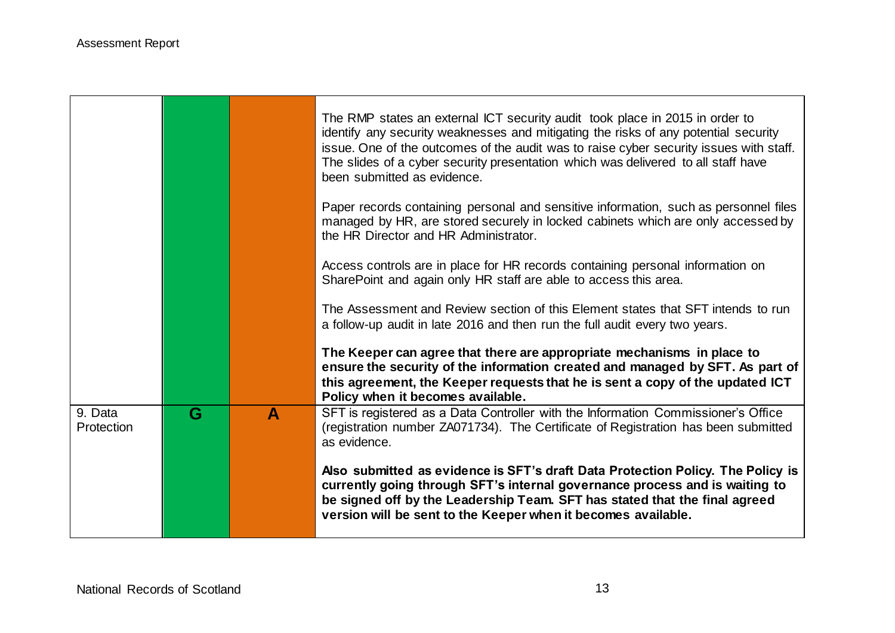| | | | |
|---|---|---|---|
| | | | The RMP states an external ICT security audit took place in 2015 in order to identify any security weaknesses and mitigating the risks of any potential security issue. One of the outcomes of the audit was to raise cyber security issues with staff. The slides of a cyber security presentation which was delivered to all staff have been submitted as evidence.<br><br>Paper records containing personal and sensitive information, such as personnel files managed by HR, are stored securely in locked cabinets which are only accessed by the HR Director and HR Administrator.<br><br>Access controls are in place for HR records containing personal information on SharePoint and again only HR staff are able to access this area.<br><br>The Assessment and Review section of this Element states that SFT intends to run a follow-up audit in late 2016 and then run the full audit every two years.<br><br>**The Keeper can agree that there are appropriate mechanisms in place to ensure the security of the information created and managed by SFT. As part of this agreement, the Keeper requests that he is sent a copy of the updated ICT Policy when it becomes available.** |
| 9. Data Protection | G | A | SFT is registered as a Data Controller with the Information Commissioner's Office (registration number ZA071734). The Certificate of Registration has been submitted as evidence.<br><br>**Also submitted as evidence is SFT's draft Data Protection Policy. The Policy is currently going through SFT's internal governance process and is waiting to be signed off by the Leadership Team. SFT has stated that the final agreed version will be sent to the Keeper when it becomes available.** |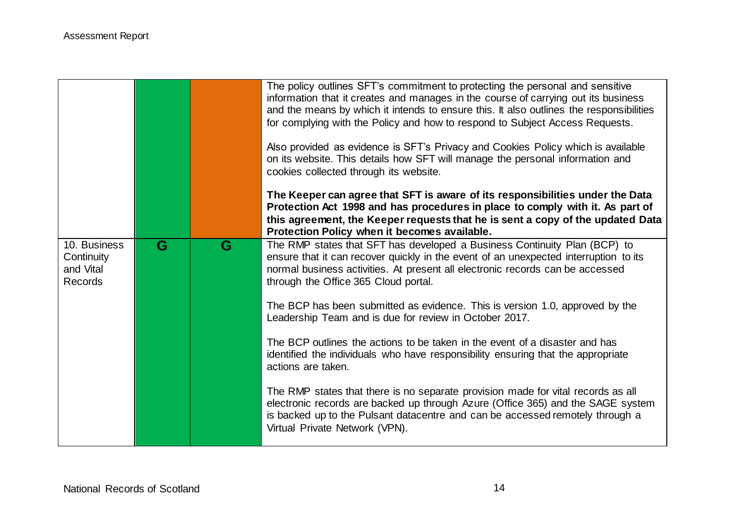| | | | |
|---|---|---|---|
| | | | The policy outlines SFT's commitment to protecting the personal and sensitive information that it creates and manages in the course of carrying out its business and the means by which it intends to ensure this. It also outlines the responsibilities for complying with the Policy and how to respond to Subject Access Requests.<br><br>Also provided as evidence is SFT's Privacy and Cookies Policy which is available on its website. This details how SFT will manage the personal information and cookies collected through its website.<br><br>**The Keeper can agree that SFT is aware of its responsibilities under the Data Protection Act 1998 and has procedures in place to comply with it. As part of this agreement, the Keeper requests that he is sent a copy of the updated Data Protection Policy when it becomes available.** |
| 10. Business Continuity and Vital Records | G | G | The RMP states that SFT has developed a Business Continuity Plan (BCP) to ensure that it can recover quickly in the event of an unexpected interruption to its normal business activities. At present all electronic records can be accessed through the Office 365 Cloud portal.<br><br>The BCP has been submitted as evidence. This is version 1.0, approved by the Leadership Team and is due for review in October 2017.<br><br>The BCP outlines the actions to be taken in the event of a disaster and has identified the individuals who have responsibility ensuring that the appropriate actions are taken.<br><br>The RMP states that there is no separate provision made for vital records as all electronic records are backed up through Azure (Office 365) and the SAGE system is backed up to the Pulsant datacentre and can be accessed remotely through a Virtual Private Network (VPN). |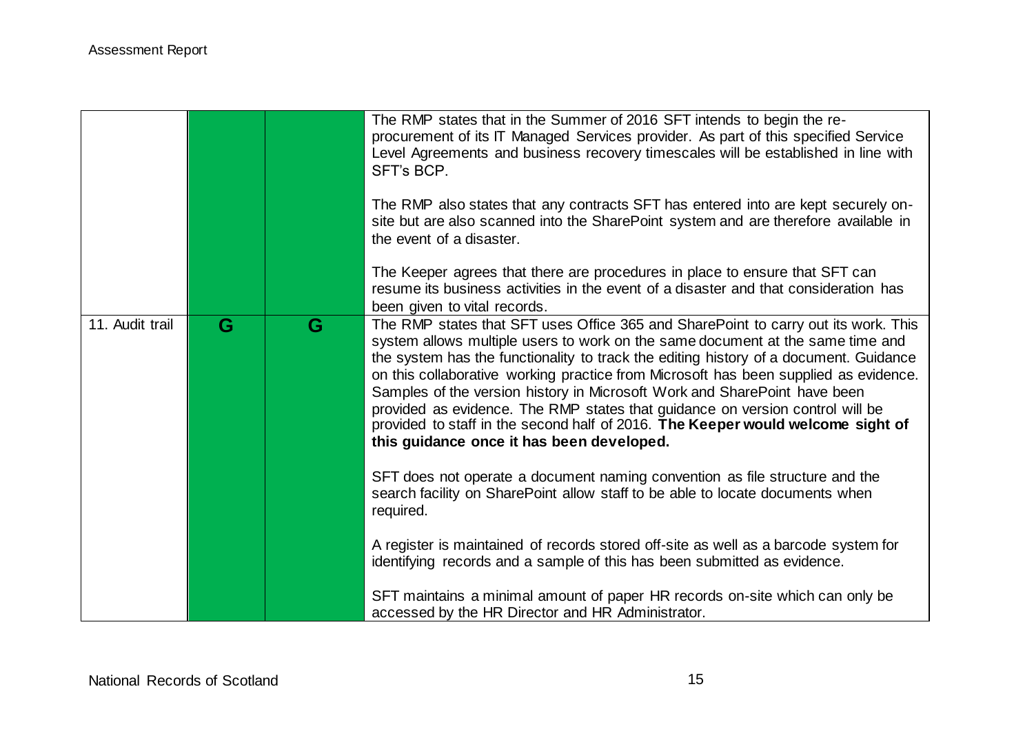| | | | |
|---|---|---|---|
| | | | The RMP states that in the Summer of 2016 SFT intends to begin the re-procurement of its IT Managed Services provider. As part of this specified Service Level Agreements and business recovery timescales will be established in line with SFT's BCP.<br><br>The RMP also states that any contracts SFT has entered into are kept securely on-site but are also scanned into the SharePoint system and are therefore available in the event of a disaster.<br><br>The Keeper agrees that there are procedures in place to ensure that SFT can resume its business activities in the event of a disaster and that consideration has been given to vital records. |
| 11. Audit trail | G | G | The RMP states that SFT uses Office 365 and SharePoint to carry out its work. This system allows multiple users to work on the same document at the same time and the system has the functionality to track the editing history of a document. Guidance on this collaborative working practice from Microsoft has been supplied as evidence. Samples of the version history in Microsoft Work and SharePoint have been provided as evidence. The RMP states that guidance on version control will be provided to staff in the second half of 2016. **The Keeper would welcome sight of this guidance once it has been developed.**<br><br>SFT does not operate a document naming convention as file structure and the search facility on SharePoint allow staff to be able to locate documents when required.<br><br>A register is maintained of records stored off-site as well as a barcode system for identifying records and a sample of this has been submitted as evidence.<br><br>SFT maintains a minimal amount of paper HR records on-site which can only be accessed by the HR Director and HR Administrator. |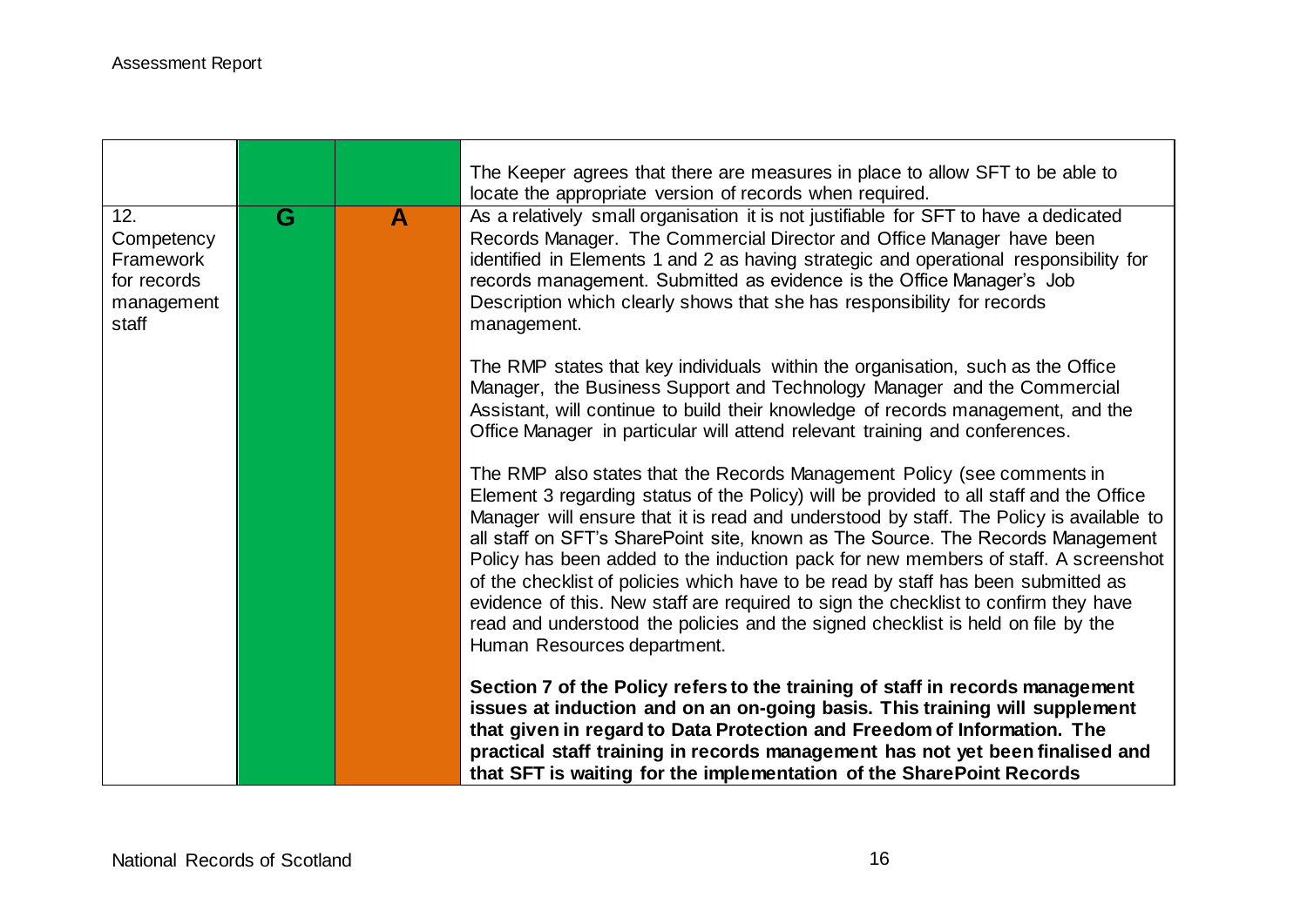| | | | |
|---|---|---|---|
| | | | The Keeper agrees that there are measures in place to allow SFT to be able to locate the appropriate version of records when required. |
| 12. Competency Framework for records management staff | G | A | As a relatively small organisation it is not justifiable for SFT to have a dedicated Records Manager. The Commercial Director and Office Manager have been identified in Elements 1 and 2 as having strategic and operational responsibility for records management. Submitted as evidence is the Office Manager's Job Description which clearly shows that she has responsibility for records management.<br><br>The RMP states that key individuals within the organisation, such as the Office Manager, the Business Support and Technology Manager and the Commercial Assistant, will continue to build their knowledge of records management, and the Office Manager in particular will attend relevant training and conferences.<br><br>The RMP also states that the Records Management Policy (see comments in Element 3 regarding status of the Policy) will be provided to all staff and the Office Manager will ensure that it is read and understood by staff. The Policy is available to all staff on SFT's SharePoint site, known as The Source. The Records Management Policy has been added to the induction pack for new members of staff. A screenshot of the checklist of policies which have to be read by staff has been submitted as evidence of this. New staff are required to sign the checklist to confirm they have read and understood the policies and the signed checklist is held on file by the Human Resources department.<br><br>**Section 7 of the Policy refers to the training of staff in records management issues at induction and on an on-going basis. This training will supplement that given in regard to Data Protection and Freedom of Information. The practical staff training in records management has not yet been finalised and that SFT is waiting for the implementation of the SharePoint Records** |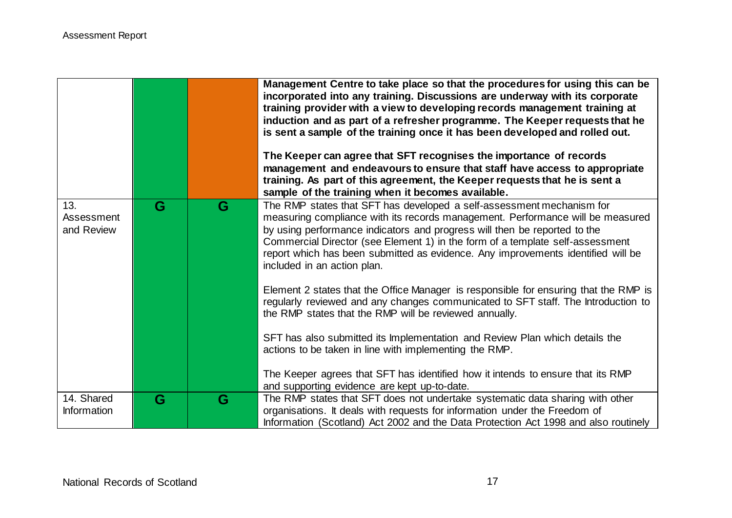| | | | |
|---|---|---|---|
| | | | **Management Centre to take place so that the procedures for using this can be incorporated into any training. Discussions are underway with its corporate training provider with a view to developing records management training at induction and as part of a refresher programme. The Keeper requests that he is sent a sample of the training once it has been developed and rolled out.**<br><br>**The Keeper can agree that SFT recognises the importance of records management and endeavours to ensure that staff have access to appropriate training. As part of this agreement, the Keeper requests that he is sent a sample of the training when it becomes available.** |
| 13. Assessment and Review | G | G | The RMP states that SFT has developed a self-assessment mechanism for measuring compliance with its records management. Performance will be measured by using performance indicators and progress will then be reported to the Commercial Director (see Element 1) in the form of a template self-assessment report which has been submitted as evidence. Any improvements identified will be included in an action plan.<br><br>Element 2 states that the Office Manager is responsible for ensuring that the RMP is regularly reviewed and any changes communicated to SFT staff. The Introduction to the RMP states that the RMP will be reviewed annually.<br><br>SFT has also submitted its Implementation and Review Plan which details the actions to be taken in line with implementing the RMP.<br><br>The Keeper agrees that SFT has identified how it intends to ensure that its RMP and supporting evidence are kept up-to-date. |
| 14. Shared Information | G | G | The RMP states that SFT does not undertake systematic data sharing with other organisations. It deals with requests for information under the Freedom of Information (Scotland) Act 2002 and the Data Protection Act 1998 and also routinely |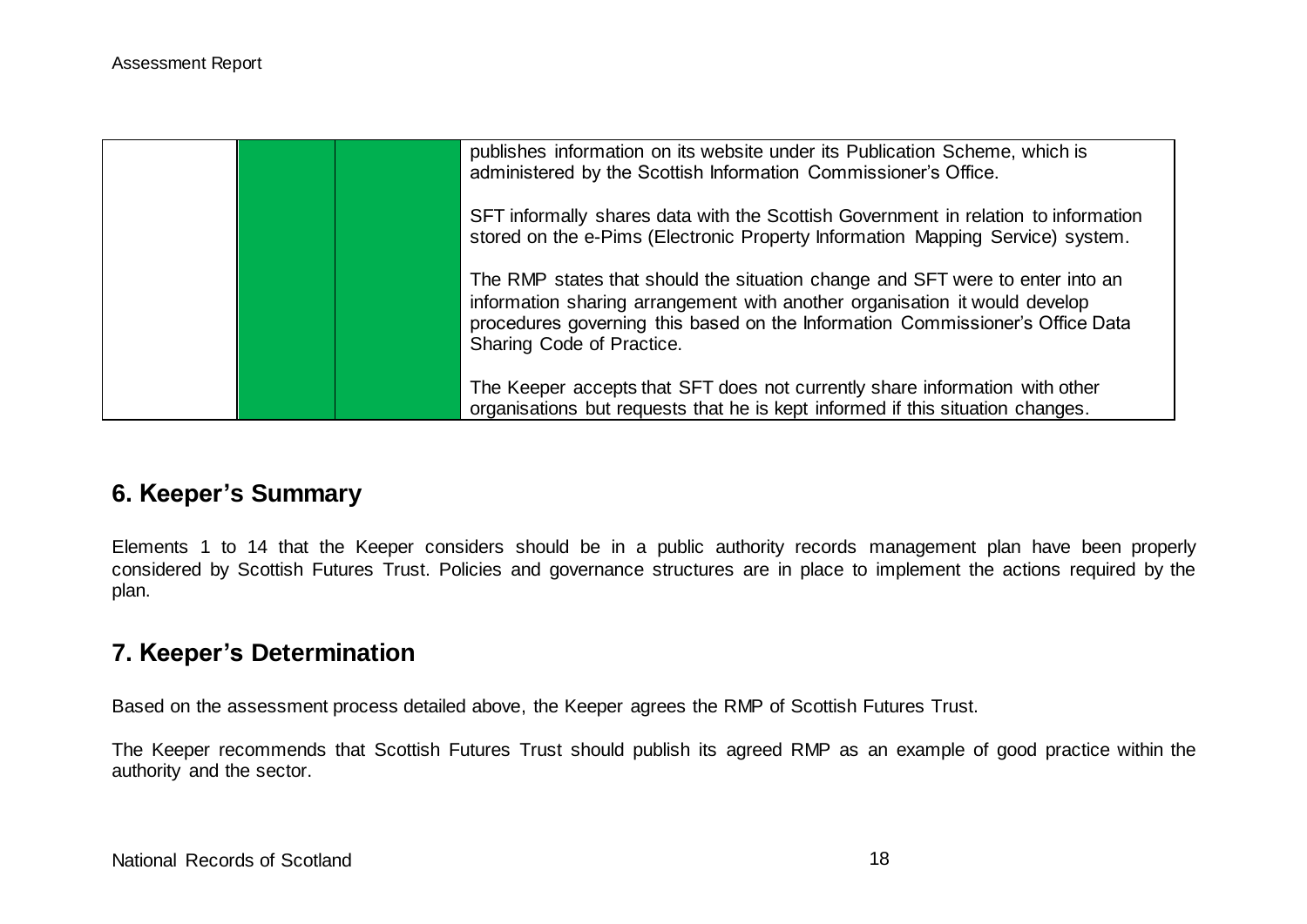| | | | |
|---|---|---|---|
| | | | publishes information on its website under its Publication Scheme, which is administered by the Scottish Information Commissioner's Office.<br><br>SFT informally shares data with the Scottish Government in relation to information stored on the e-Pims (Electronic Property Information Mapping Service) system.<br><br>The RMP states that should the situation change and SFT were to enter into an information sharing arrangement with another organisation it would develop procedures governing this based on the Information Commissioner's Office Data Sharing Code of Practice.<br><br>The Keeper accepts that SFT does not currently share information with other organisations but requests that he is kept informed if this situation changes. |

## 6. Keeper's Summary

Elements 1 to 14 that the Keeper considers should be in a public authority records management plan have been properly considered by Scottish Futures Trust. Policies and governance structures are in place to implement the actions required by the plan.

## 7. Keeper's Determination

Based on the assessment process detailed above, the Keeper agrees the RMP of Scottish Futures Trust.

The Keeper recommends that Scottish Futures Trust should publish its agreed RMP as an example of good practice within the authority and the sector.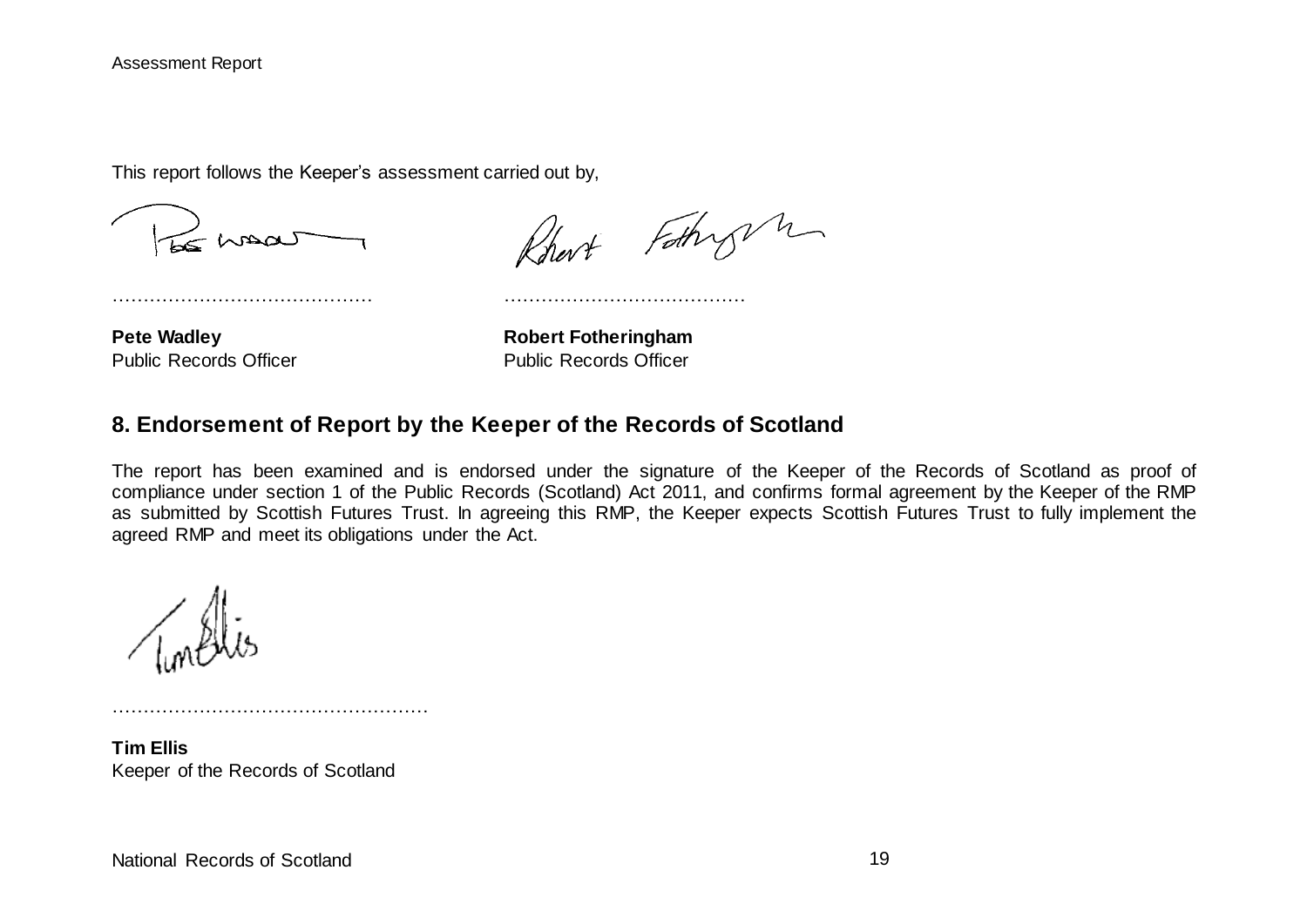This report follows the Keeper's assessment carried out by,

……………………………………… ……………………………………

**Pete Wadley**
Public Records Officer

**Robert Fotheringham**
Public Records Officer

## 8. Endorsement of Report by the Keeper of the Records of Scotland

The report has been examined and is endorsed under the signature of the Keeper of the Records of Scotland as proof of compliance under section 1 of the Public Records (Scotland) Act 2011, and confirms formal agreement by the Keeper of the RMP as submitted by Scottish Futures Trust. In agreeing this RMP, the Keeper expects Scottish Futures Trust to fully implement the agreed RMP and meet its obligations under the Act.

……………………………………………

**Tim Ellis**
Keeper of the Records of Scotland